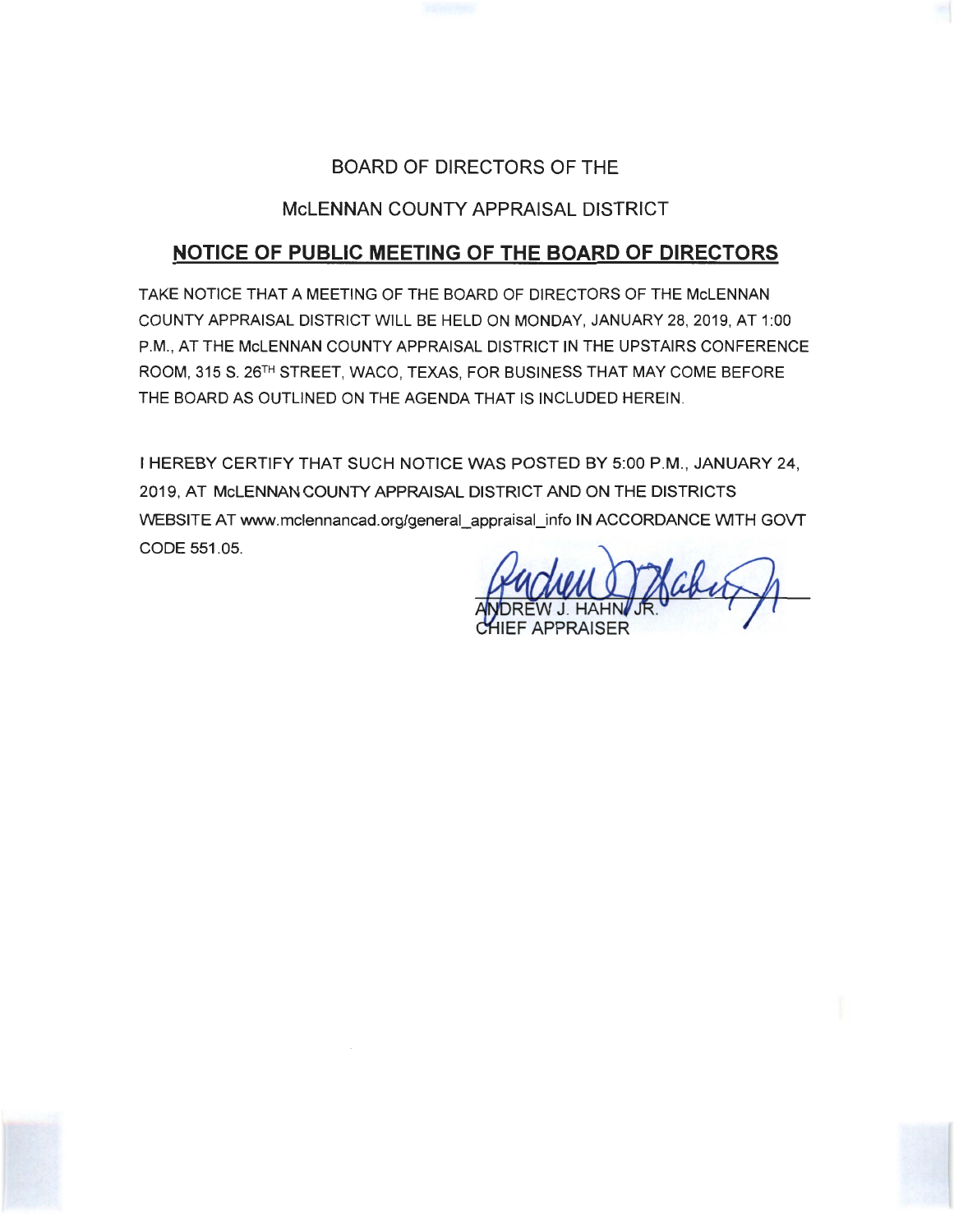BOARD OF DIRECTORS OF THE

McLENNAN COUNTY APPRAISAL DISTRICT

## NOTICE OF PUBLIC MEETING OF THE BOARD OF DIRECTORS

TAKE NOTICE THAT A MEETING OF THE BOARD OF DIRECTORS OF THE McLENNAN COUNTY APPRAISAL DISTRICT WILL BE HELD ON MONDAY, JANUARY 28, 2019, AT 1:00 P.M., AT THE McLENNAN COUNTY APPRAISAL DISTRICT IN THE UPSTAIRS CONFERENCE ROOM, 315 S. 26TH STREET, WACO, TEXAS, FOR BUSINESS THAT MAY COME BEFORE THE BOARD AS OUTLINED ON THE AGENDA THAT IS INCLUDED HEREIN.

I HEREBY CERTIFY THAT SUCH NOTICE WAS POSTED BY 5:00 P.M., JANUARY 24, 2019, AT McLENNAN COUNTY APPRAISAL DISTRICT AND ON THE DISTRICTS WEBSITE AT www.mclennancad.org/general_appraisal_info IN ACCORDANCE WITH GOVT CODE 551.05.

ANDREW J. HAHN, JR.
CHIEF APPRAISER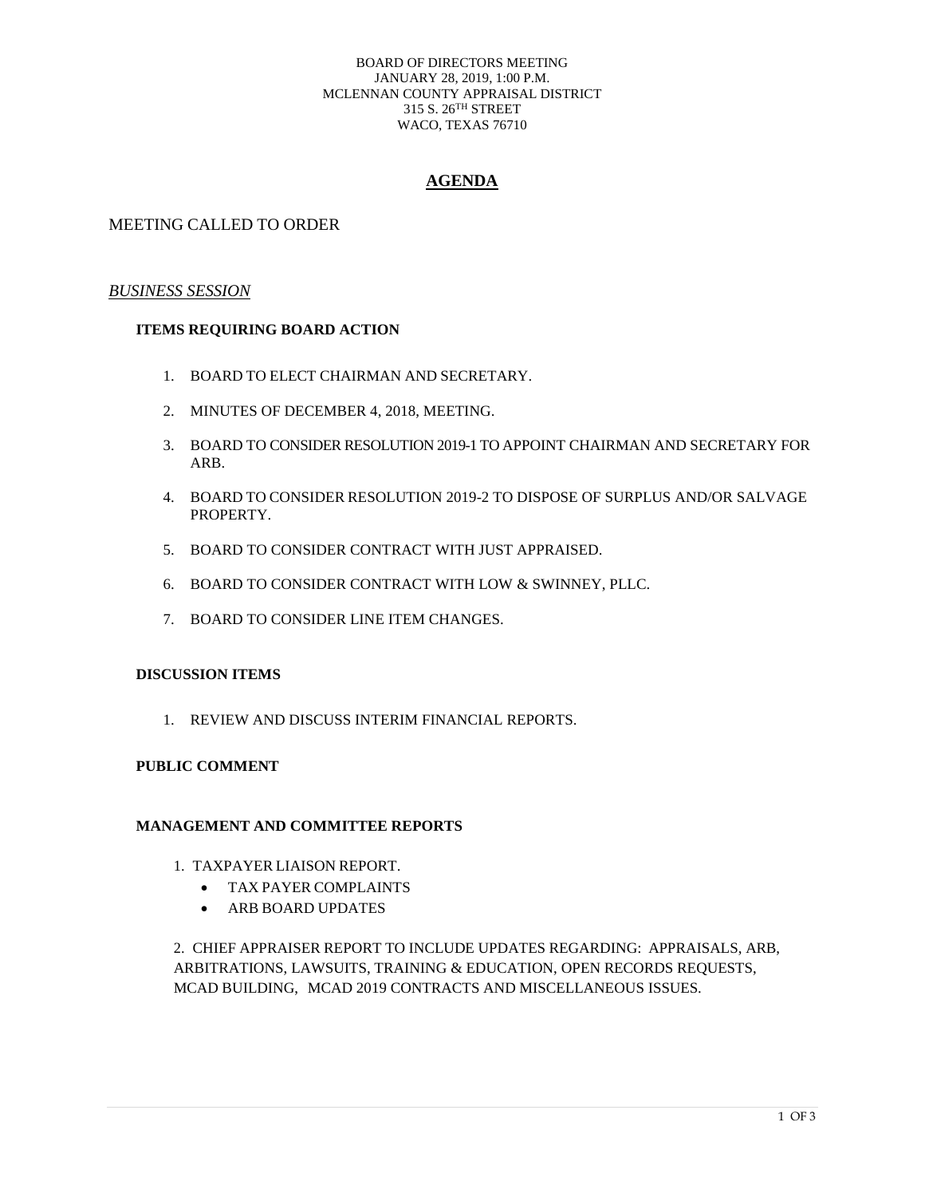BOARD OF DIRECTORS MEETING
JANUARY 28, 2019, 1:00 P.M.
MCLENNAN COUNTY APPRAISAL DISTRICT
315 S. 26TH STREET
WACO, TEXAS 76710

# AGENDA

## MEETING CALLED TO ORDER

## *BUSINESS SESSION*

### ITEMS REQUIRING BOARD ACTION

1. BOARD TO ELECT CHAIRMAN AND SECRETARY.
2. MINUTES OF DECEMBER 4, 2018, MEETING.
3. BOARD TO CONSIDER RESOLUTION 2019-1 TO APPOINT CHAIRMAN AND SECRETARY FOR ARB.
4. BOARD TO CONSIDER RESOLUTION 2019-2 TO DISPOSE OF SURPLUS AND/OR SALVAGE PROPERTY.
5. BOARD TO CONSIDER CONTRACT WITH JUST APPRAISED.
6. BOARD TO CONSIDER CONTRACT WITH LOW & SWINNEY, PLLC.
7. BOARD TO CONSIDER LINE ITEM CHANGES.

### DISCUSSION ITEMS

1. REVIEW AND DISCUSS INTERIM FINANCIAL REPORTS.

### PUBLIC COMMENT

### MANAGEMENT AND COMMITTEE REPORTS

1. TAXPAYER LIAISON REPORT.
   - TAX PAYER COMPLAINTS
   - ARB BOARD UPDATES

2. CHIEF APPRAISER REPORT TO INCLUDE UPDATES REGARDING: APPRAISALS, ARB, ARBITRATIONS, LAWSUITS, TRAINING & EDUCATION, OPEN RECORDS REQUESTS, MCAD BUILDING, MCAD 2019 CONTRACTS AND MISCELLANEOUS ISSUES.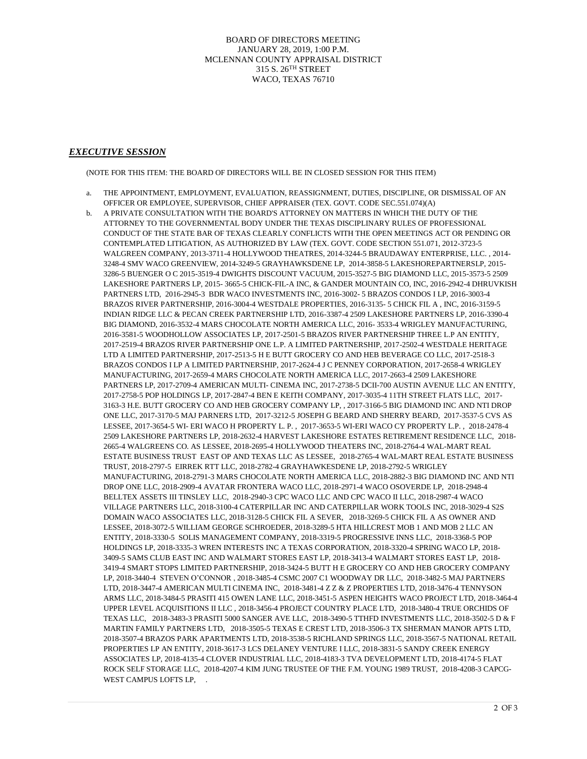BOARD OF DIRECTORS MEETING
JANUARY 28, 2019, 1:00 P.M.
MCLENNAN COUNTY APPRAISAL DISTRICT
315 S. 26TH STREET
WACO, TEXAS 76710

## ***EXECUTIVE SESSION***

(NOTE FOR THIS ITEM: THE BOARD OF DIRECTORS WILL BE IN CLOSED SESSION FOR THIS ITEM)

a. THE APPOINTMENT, EMPLOYMENT, EVALUATION, REASSIGNMENT, DUTIES, DISCIPLINE, OR DISMISSAL OF AN OFFICER OR EMPLOYEE, SUPERVISOR, CHIEF APPRAISER (TEX. GOVT. CODE SEC.551.074)(A)

b. A PRIVATE CONSULTATION WITH THE BOARD'S ATTORNEY ON MATTERS IN WHICH THE DUTY OF THE ATTORNEY TO THE GOVERNMENTAL BODY UNDER THE TEXAS DISCIPLINARY RULES OF PROFESSIONAL CONDUCT OF THE STATE BAR OF TEXAS CLEARLY CONFLICTS WITH THE OPEN MEETINGS ACT OR PENDING OR CONTEMPLATED LITIGATION, AS AUTHORIZED BY LAW (TEX. GOVT. CODE SECTION 551.071, 2012-3723-5 WALGREEN COMPANY, 2013-3711-4 HOLLYWOOD THEATRES, 2014-3244-5 BRAUDAWAY ENTERPRISE, LLC. , 2014-3248-4 SMV WACO GREENVIEW, 2014-3249-5 GRAYHAWKSDENE LP, 2014-3858-5 LAKESHOREPARTNERSLP, 2015-3286-5 BUENGER O C 2015-3519-4 DWIGHTS DISCOUNT VACUUM, 2015-3527-5 BIG DIAMOND LLC, 2015-3573-5 2509 LAKESHORE PARTNERS LP, 2015- 3665-5 CHICK-FIL-A INC, & GANDER MOUNTAIN CO, INC, 2016-2942-4 DHRUVKISH PARTNERS LTD, 2016-2945-3 BDR WACO INVESTMENTS INC, 2016-3002- 5 BRAZOS CONDOS I LP, 2016-3003-4 BRAZOS RIVER PARTNERSHIP, 2016-3004-4 WESTDALE PROPERTIES, 2016-3135- 5 CHICK FIL A , INC, 2016-3159-5 INDIAN RIDGE LLC & PECAN CREEK PARTNERSHIP LTD, 2016-3387-4 2509 LAKESHORE PARTNERS LP, 2016-3390-4 BIG DIAMOND, 2016-3532-4 MARS CHOCOLATE NORTH AMERICA LLC, 2016- 3533-4 WRIGLEY MANUFACTURING, 2016-3581-5 WOODHOLLOW ASSOCIATES LP, 2017-2501-5 BRAZOS RIVER PARTNERSHIP THREE L.P AN ENTITY, 2017-2519-4 BRAZOS RIVER PARTNERSHIP ONE L.P. A LIMITED PARTNERSHIP, 2017-2502-4 WESTDALE HERITAGE LTD A LIMITED PARTNERSHIP, 2017-2513-5 H E BUTT GROCERY CO AND HEB BEVERAGE CO LLC, 2017-2518-3 BRAZOS CONDOS I LP A LIMITED PARTNERSHIP, 2017-2624-4 J C PENNEY CORPORATION, 2017-2658-4 WRIGLEY MANUFACTURING, 2017-2659-4 MARS CHOCOLATE NORTH AMERICA LLC, 2017-2663-4 2509 LAKESHORE PARTNERS LP, 2017-2709-4 AMERICAN MULTI- CINEMA INC, 2017-2738-5 DCII-700 AUSTIN AVENUE LLC AN ENTITY, 2017-2758-5 POP HOLDINGS LP, 2017-2847-4 BEN E KEITH COMPANY, 2017-3035-4 11TH STREET FLATS LLC, 2017-3163-3 H.E. BUTT GROCERY CO AND HEB GROCERY COMPANY LP, , 2017-3166-5 BIG DIAMOND INC AND NTI DROP ONE LLC, 2017-3170-5 MAJ PARNERS LTD, 2017-3212-5 JOSEPH G BEARD AND SHERRY BEARD, 2017-3537-5 CVS AS LESSEE, 2017-3654-5 WI- ERI WACO H PROPERTY L. P. , 2017-3653-5 WI-ERI WACO CY PROPERTY L.P. , 2018-2478-4 2509 LAKESHORE PARTNERS LP, 2018-2632-4 HARVEST LAKESHORE ESTATES RETIREMENT RESIDENCE LLC, 2018-2665-4 WALGREENS CO. AS LESSEE, 2018-2695-4 HOLLYWOOD THEATERS INC, 2018-2764-4 WAL-MART REAL ESTATE BUSINESS TRUST EAST OP AND TEXAS LLC AS LESSEE, 2018-2765-4 WAL-MART REAL ESTATE BUSINESS TRUST, 2018-2797-5 EIRREK RTT LLC, 2018-2782-4 GRAYHAWKESDENE LP, 2018-2792-5 WRIGLEY MANUFACTURING, 2018-2791-3 MARS CHOCOLATE NORTH AMERICA LLC, 2018-2882-3 BIG DIAMOND INC AND NTI DROP ONE LLC, 2018-2909-4 AVATAR FRONTERA WACO LLC, 2018-2971-4 WACO OSOVERDE LP, 2018-2948-4 BELLTEX ASSETS III TINSLEY LLC, 2018-2940-3 CPC WACO LLC AND CPC WACO II LLC, 2018-2987-4 WACO VILLAGE PARTNERS LLC, 2018-3100-4 CATERPILLAR INC AND CATERPILLAR WORK TOOLS INC, 2018-3029-4 S2S DOMAIN WACO ASSOCIATES LLC, 2018-3128-5 CHICK FIL A SEVER, 2018-3269-5 CHICK FIL A AS OWNER AND LESSEE, 2018-3072-5 WILLIAM GEORGE SCHROEDER, 2018-3289-5 HTA HILLCREST MOB 1 AND MOB 2 LLC AN ENTITY, 2018-3330-5 SOLIS MANAGEMENT COMPANY, 2018-3319-5 PROGRESSIVE INNS LLC, 2018-3368-5 POP HOLDINGS LP, 2018-3335-3 WREN INTERESTS INC A TEXAS CORPORATION, 2018-3320-4 SPRING WACO LP, 2018-3409-5 SAMS CLUB EAST INC AND WALMART STORES EAST LP, 2018-3413-4 WALMART STORES EAST LP, 2018-3419-4 SMART STOPS LIMITED PARTNERSHIP, 2018-3424-5 BUTT H E GROCERY CO AND HEB GROCERY COMPANY LP, 2018-3440-4 STEVEN O'CONNOR , 2018-3485-4 CSMC 2007 C1 WOODWAY DR LLC, 2018-3482-5 MAJ PARTNERS LTD, 2018-3447-4 AMERICAN MULTI CINEMA INC, 2018-3481-4 Z Z & Z PROPERTIES LTD, 2018-3476-4 TENNYSON ARMS LLC, 2018-3484-5 PRASITI 415 OWEN LANE LLC, 2018-3451-5 ASPEN HEIGHTS WACO PROJECT LTD, 2018-3464-4 UPPER LEVEL ACQUISITIONS II LLC , 2018-3456-4 PROJECT COUNTRY PLACE LTD, 2018-3480-4 TRUE ORCHIDS OF TEXAS LLC, 2018-3483-3 PRASITI 5000 SANGER AVE LLC, 2018-3490-5 TTHFD INVESTMENTS LLC, 2018-3502-5 D & F MARTIN FAMILY PARTNERS LTD, 2018-3505-5 TEXAS E CREST LTD, 2018-3506-3 TX SHERMAN MANOR APTS LTD, 2018-3507-4 BRAZOS PARK APARTMENTS LTD, 2018-3538-5 RICHLAND SPRINGS LLC, 2018-3567-5 NATIONAL RETAIL PROPERTIES LP AN ENTITY, 2018-3617-3 LCS DELANEY VENTURE I LLC, 2018-3831-5 SANDY CREEK ENERGY ASSOCIATES LP, 2018-4135-4 CLOVER INDUSTRIAL LLC, 2018-4183-3 TVA DEVELOPMENT LTD, 2018-4174-5 FLAT ROCK SELF STORAGE LLC, 2018-4207-4 KIM JUNG TRUSTEE OF THE F.M. YOUNG 1989 TRUST, 2018-4208-3 CAPCG-WEST CAMPUS LOFTS LP, .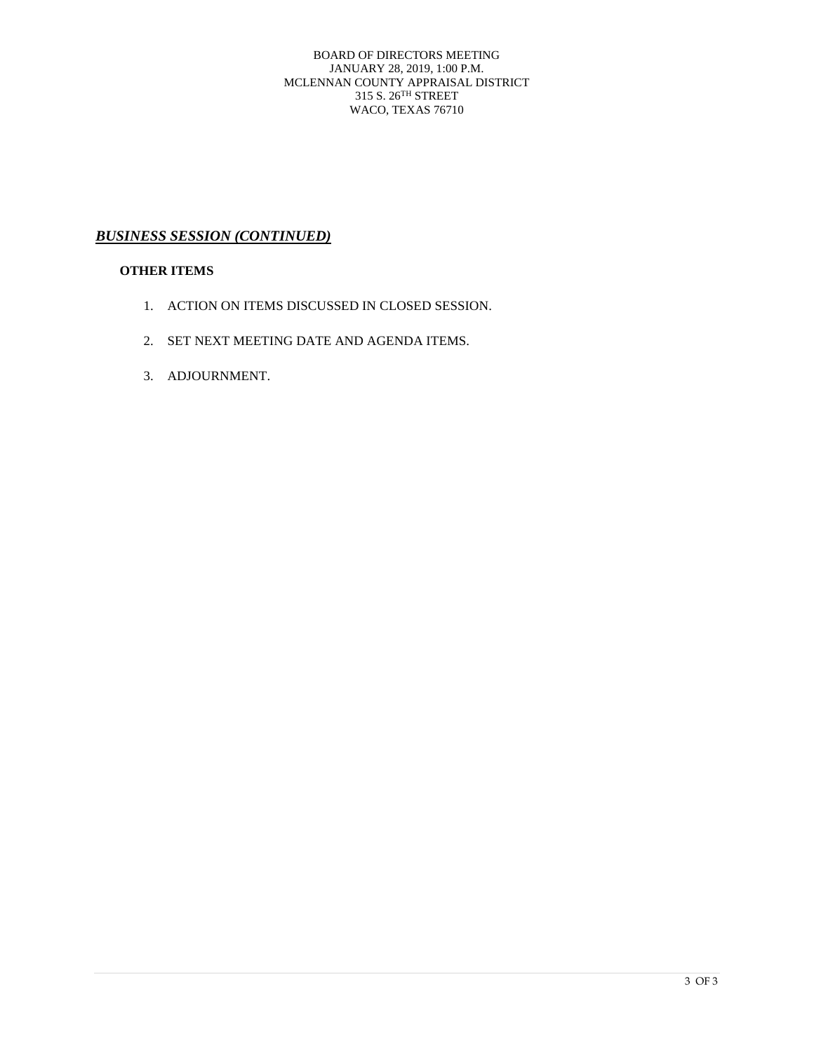BOARD OF DIRECTORS MEETING
JANUARY 28, 2019, 1:00 P.M.
MCLENNAN COUNTY APPRAISAL DISTRICT
315 S. 26TH STREET
WACO, TEXAS 76710

***BUSINESS SESSION (CONTINUED)***

**OTHER ITEMS**

1. ACTION ON ITEMS DISCUSSED IN CLOSED SESSION.
2. SET NEXT MEETING DATE AND AGENDA ITEMS.
3. ADJOURNMENT.